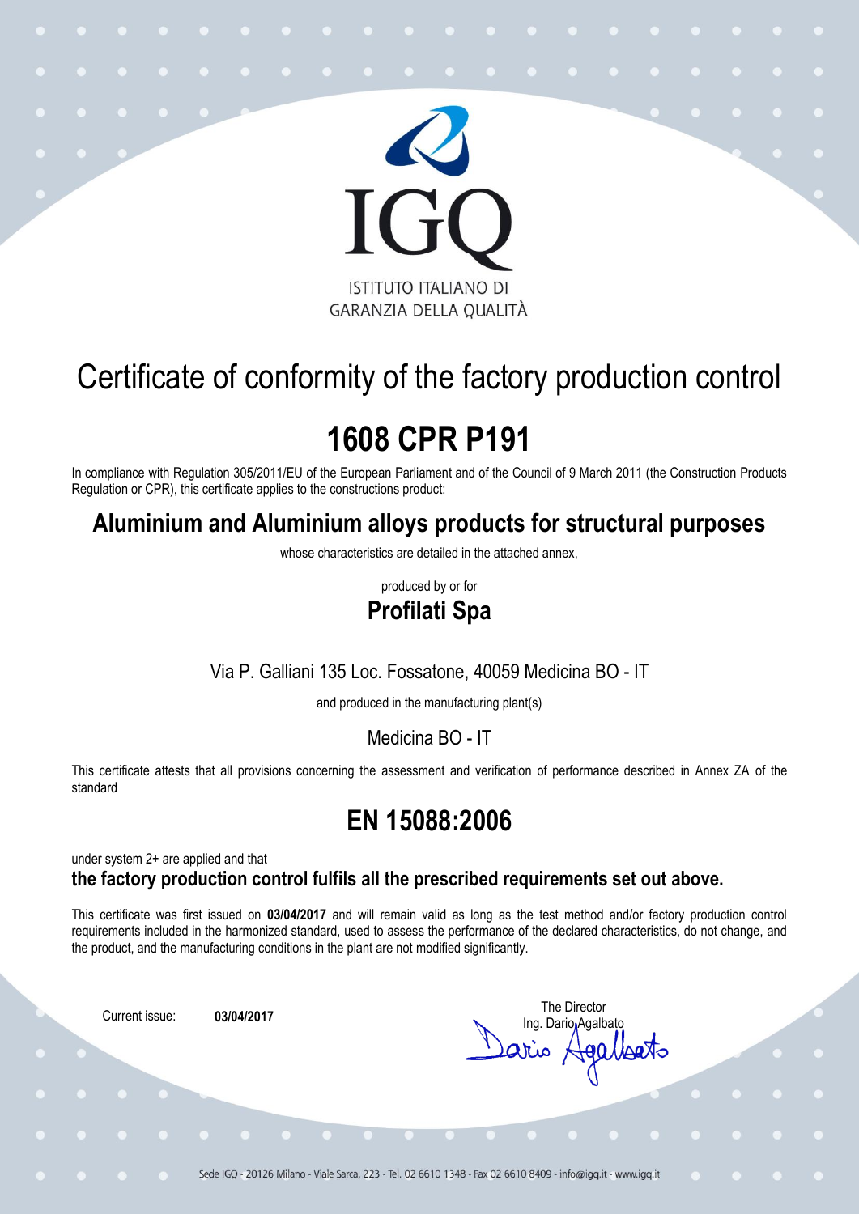IGQ

ISTITUTO ITALIANO DI GARANZIA DELLA QUALITÀ

# Certificate of conformity of the factory production control

# 1608 CPR P191

In compliance with Regulation 305/2011/EU of the European Parliament and of the Council of 9 March 2011 (the Construction Products Regulation or CPR), this certificate applies to the constructions product:

## Aluminium and Aluminium alloys products for structural purposes

whose characteristics are detailed in the attached annex,

produced by or for

## Profilati Spa

Via P. Galliani 135 Loc. Fossatone, 40059 Medicina BO - IT

and produced in the manufacturing plant(s)

Medicina BO - IT

This certificate attests that all provisions concerning the assessment and verification of performance described in Annex ZA of the standard

## EN 15088:2006

under system 2+ are applied and that

**the factory production control fulfils all the prescribed requirements set out above.**

This certificate was first issued on **03/04/2017** and will remain valid as long as the test method and/or factory production control requirements included in the harmonized standard, used to assess the performance of the declared characteristics, do not change, and the product, and the manufacturing conditions in the plant are not modified significantly.

Current issue: **03/04/2017**

The Director
Ing. Dario Agalbato

Sede IGQ - 20126 Milano - Viale Sarca, 223 - Tel. 02 6610 1348 - Fax 02 6610 8409 - info@igq.it - www.igq.it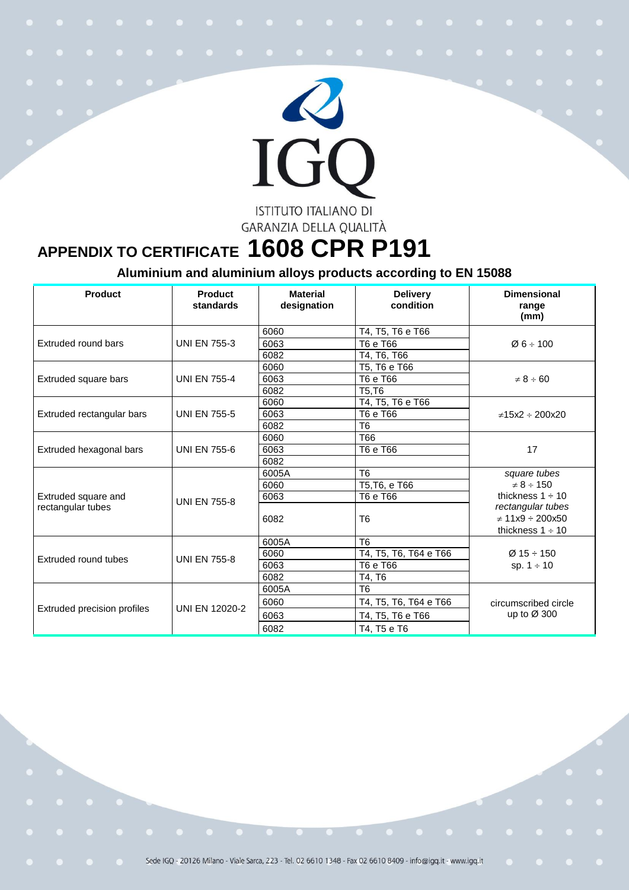IGQ

ISTITUTO ITALIANO DI GARANZIA DELLA QUALITÀ

# APPENDIX TO CERTIFICATE 1608 CPR P191

## Aluminium and aluminium alloys products according to EN 15088

| Product | Product standards | Material designation | Delivery condition | Dimensional range (mm) |
|---|---|---|---|---|
| Extruded round bars | UNI EN 755-3 | 6060 | T4, T5, T6 e T66 | Ø 6 ÷ 100 |
| | | 6063 | T6 e T66 | |
| | | 6082 | T4, T6, T66 | |
| Extruded square bars | UNI EN 755-4 | 6060 | T5, T6 e T66 | ≠ 8 ÷ 60 |
| | | 6063 | T6 e T66 | |
| | | 6082 | T5,T6 | |
| Extruded rectangular bars | UNI EN 755-5 | 6060 | T4, T5, T6 e T66 | ≠15x2 ÷ 200x20 |
| | | 6063 | T6 e T66 | |
| | | 6082 | T6 | |
| Extruded hexagonal bars | UNI EN 755-6 | 6060 | T66 | 17 |
| | | 6063 | T6 e T66 | |
| | | 6082 | | |
| Extruded square and rectangular tubes | UNI EN 755-8 | 6005A | T6 | *square tubes* ≠ 8 ÷ 150 thickness 1 ÷ 10 *rectangular tubes* ≠ 11x9 ÷ 200x50 thickness 1 ÷ 10 |
| | | 6060 | T5,T6, e T66 | |
| | | 6063 | T6 e T66 | |
| | | 6082 | T6 | |
| Extruded round tubes | UNI EN 755-8 | 6005A | T6 | Ø 15 ÷ 150 sp. 1 ÷ 10 |
| | | 6060 | T4, T5, T6, T64 e T66 | |
| | | 6063 | T6 e T66 | |
| | | 6082 | T4, T6 | |
| Extruded precision profiles | UNI EN 12020-2 | 6005A | T6 | circumscribed circle up to Ø 300 |
| | | 6060 | T4, T5, T6, T64 e T66 | |
| | | 6063 | T4, T5, T6 e T66 | |
| | | 6082 | T4, T5 e T6 | |

Sede IGQ - 20126 Milano - Viale Sarca, 223 - Tel. 02 6610 1348 - Fax 02 6610 8409 - info@igq.it - www.igq.it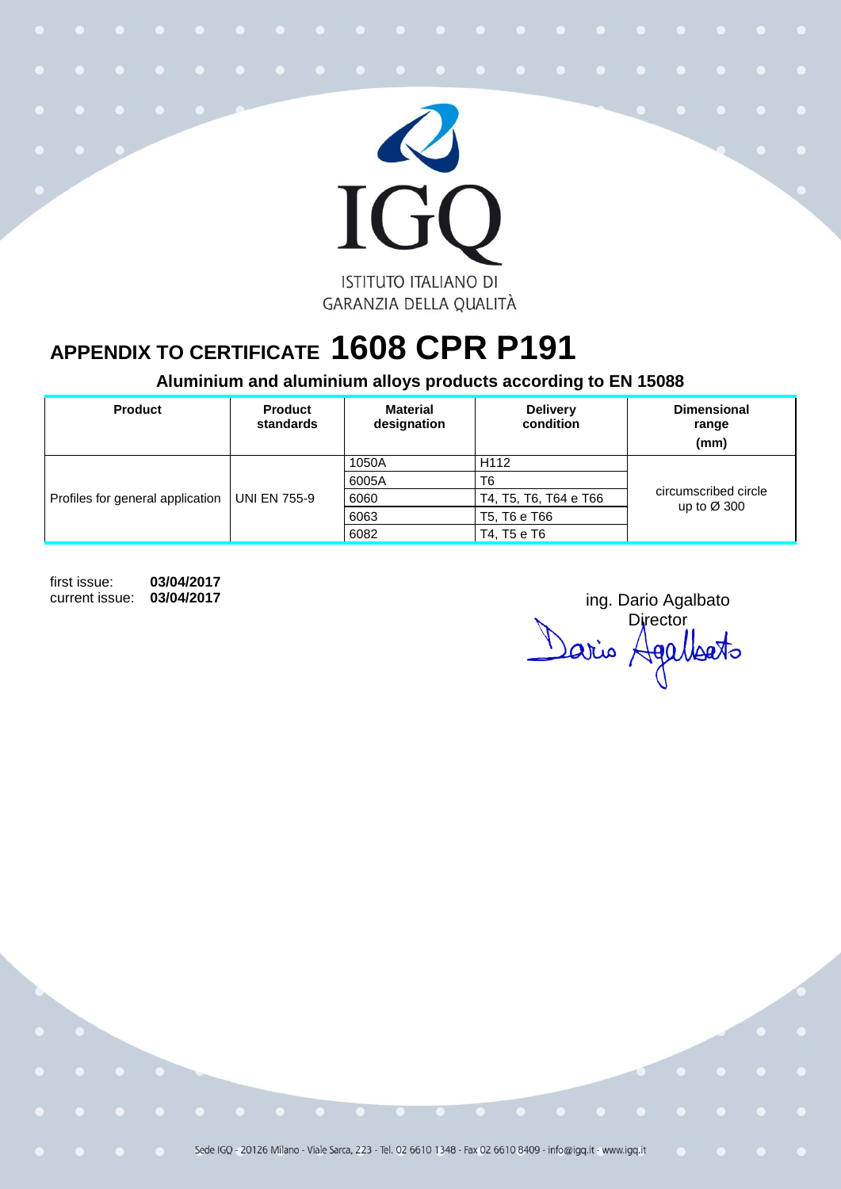IGQ

ISTITUTO ITALIANO DI GARANZIA DELLA QUALITÀ

# APPENDIX TO CERTIFICATE 1608 CPR P191

## Aluminium and aluminium alloys products according to EN 15088

| Product | Product standards | Material designation | Delivery condition | Dimensional range (mm) |
|---|---|---|---|---|
| Profiles for general application | UNI EN 755-9 | 1050A | H112 | circumscribed circle up to Ø 300 |
| | | 6005A | T6 | |
| | | 6060 | T4, T5, T6, T64 e T66 | |
| | | 6063 | T5, T6 e T66 | |
| | | 6082 | T4, T5 e T6 | |

first issue: **03/04/2017**
current issue: **03/04/2017**

ing. Dario Agalbato
Director

Dario Agalbato

Sede IGQ - 20126 Milano - Viale Sarca, 223 - Tel. 02 6610 1348 - Fax 02 6610 8409 - info@igq.it - www.igq.it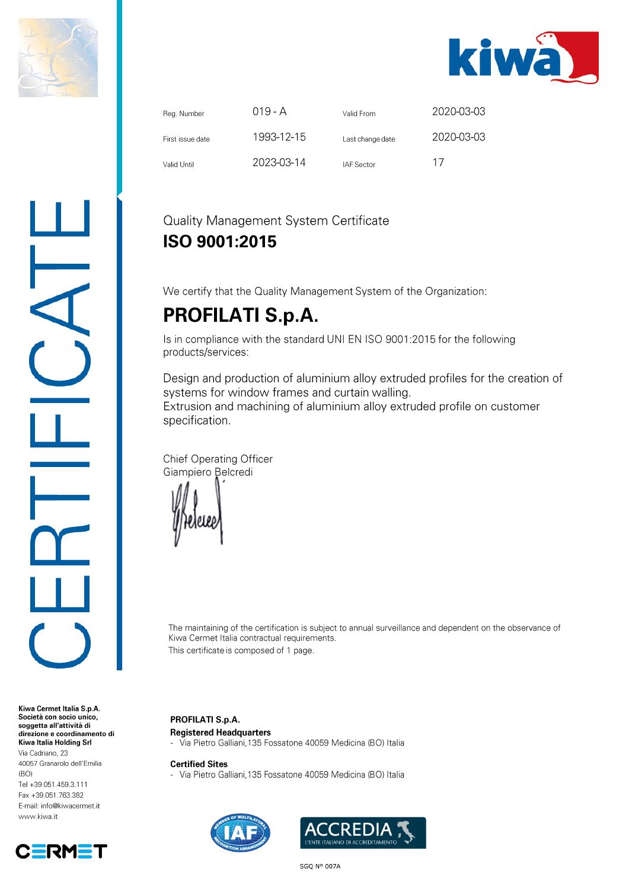CERTIFICATE

| | | | |
|---|---|---|---|
| Reg. Number | 019 - A | Valid From | 2020-03-03 |
| First issue date | 1993-12-15 | Last change date | 2020-03-03 |
| Valid Until | 2023-03-14 | IAF Sector | 17 |

Quality Management System Certificate

# ISO 9001:2015

We certify that the Quality Management System of the Organization:

## PROFILATI S.p.A.

Is in compliance with the standard UNI EN ISO 9001:2015 for the following products/services:

Design and production of aluminium alloy extruded profiles for the creation of systems for window frames and curtain walling.
Extrusion and machining of aluminium alloy extruded profile on customer specification.

Chief Operating Officer
Giampiero Belcredi

The maintaining of the certification is subject to annual surveillance and dependent on the observance of Kiwa Cermet Italia contractual requirements.
This certificate is composed of 1 page.

**Kiwa Cermet Italia S.p.A.**
**Società con socio unico, soggetta all'attività di direzione e coordinamento di Kiwa Italia Holding Srl**
Via Cadriano, 23
40057 Granarolo dell'Emilia (BO)
Tel +39.051.459.3.111
Fax +39.051.763.382
E-mail: info@kiwacermet.it
www.kiwa.it

**PROFILATI S.p.A.**
**Registered Headquarters**
- Via Pietro Galliani,135 Fossatone 40059 Medicina (BO) Italia

**Certified Sites**
- Via Pietro Galliani,135 Fossatone 40059 Medicina (BO) Italia

SGQ N° 007A